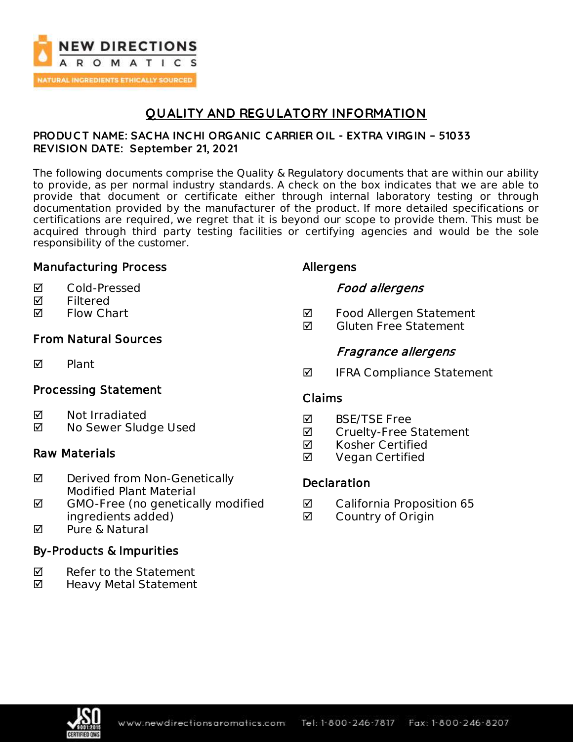# QUALITY AND REGULATORY INFORMATION

**PRODUCT NAME: SACHA INCHI ORGANIC CARRIER OIL - EXTRA VIRGIN – 51033**
**REVISION DATE: September 21, 2021**

The following documents comprise the Quality & Regulatory documents that are within our ability to provide, as per normal industry standards. A check on the box indicates that we are able to provide that document or certificate either through internal laboratory testing or through documentation provided by the manufacturer of the product. If more detailed specifications or certifications are required, we regret that it is beyond our scope to provide them. This must be acquired through third party testing facilities or certifying agencies and would be the sole responsibility of the customer.

## Manufacturing Process

- ☑ Cold-Pressed
- ☑ Filtered
- ☑ Flow Chart

## From Natural Sources

- ☑ Plant

## Processing Statement

- ☑ Not Irradiated
- ☑ No Sewer Sludge Used

## Raw Materials

- ☑ Derived from Non-Genetically Modified Plant Material
- ☑ GMO-Free (no genetically modified ingredients added)
- ☑ Pure & Natural

## By-Products & Impurities

- ☑ Refer to the Statement
- ☑ Heavy Metal Statement

## Allergens

### *Food allergens*

- ☑ Food Allergen Statement
- ☑ Gluten Free Statement

### *Fragrance allergens*

- ☑ IFRA Compliance Statement

## Claims

- ☑ BSE/TSE Free
- ☑ Cruelty-Free Statement
- ☑ Kosher Certified
- ☑ Vegan Certified

## Declaration

- ☑ California Proposition 65
- ☑ Country of Origin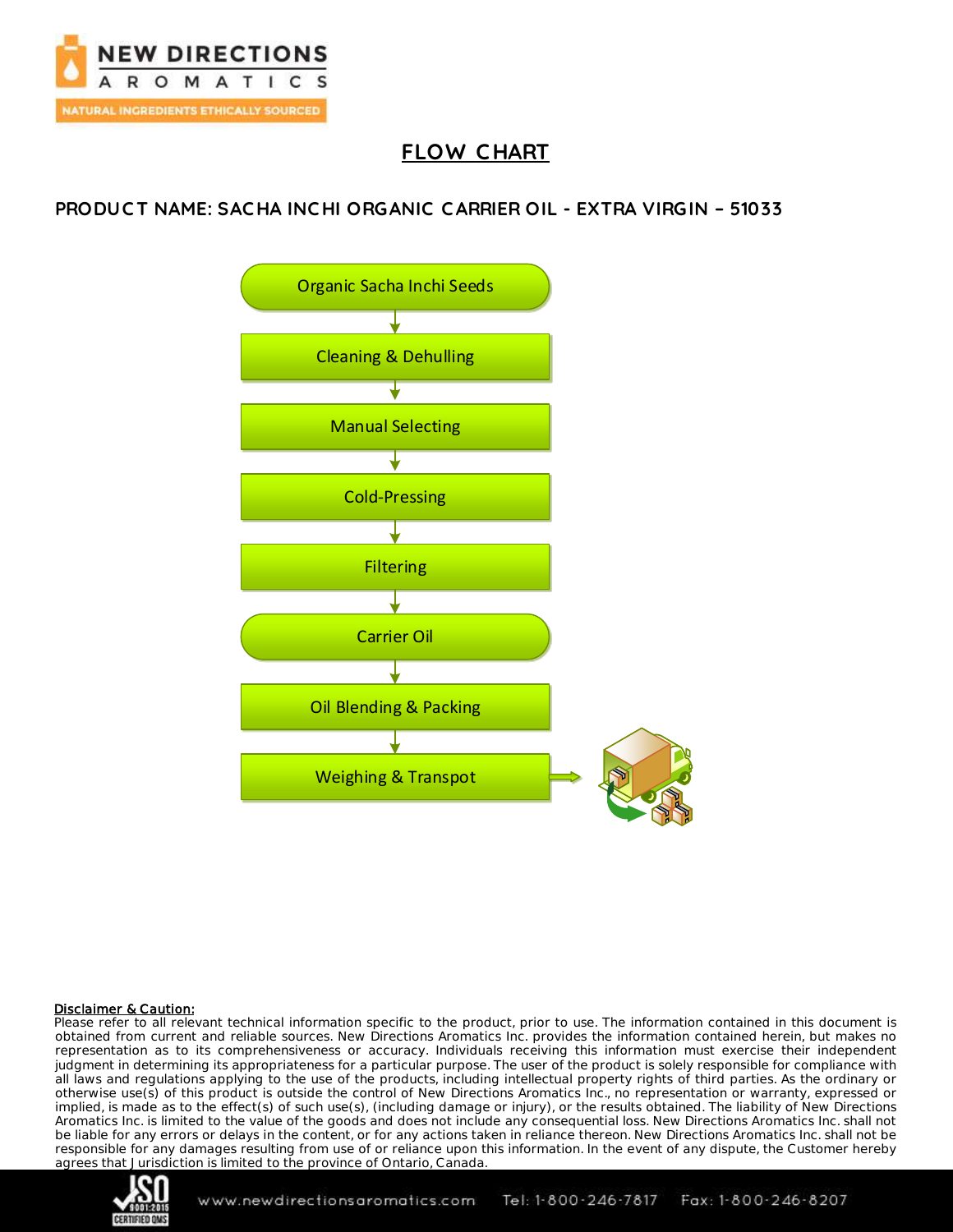# FLOW CHART

## PRODUCT NAME: SACHA INCHI ORGANIC CARRIER OIL - EXTRA VIRGIN – 51033

Organic Sacha Inchi Seeds

↓

Cleaning & Dehulling

↓

Manual Selecting

↓

Cold-Pressing

↓

Filtering

↓

Carrier Oil

↓

Oil Blending & Packing

↓

Weighing & Transpot

**Disclaimer & Caution:**

Please refer to all relevant technical information specific to the product, prior to use. The information contained in this document is obtained from current and reliable sources. New Directions Aromatics Inc. provides the information contained herein, but makes no representation as to its comprehensiveness or accuracy. Individuals receiving this information must exercise their independent judgment in determining its appropriateness for a particular purpose. The user of the product is solely responsible for compliance with all laws and regulations applying to the use of the products, including intellectual property rights of third parties. As the ordinary or otherwise use(s) of this product is outside the control of New Directions Aromatics Inc., no representation or warranty, expressed or implied, is made as to the effect(s) of such use(s), (including damage or injury), or the results obtained. The liability of New Directions Aromatics Inc. is limited to the value of the goods and does not include any consequential loss. New Directions Aromatics Inc. shall not be liable for any errors or delays in the content, or for any actions taken in reliance thereon. New Directions Aromatics Inc. shall not be responsible for any damages resulting from use of or reliance upon this information. In the event of any dispute, the Customer hereby agrees that Jurisdiction is limited to the province of Ontario, Canada.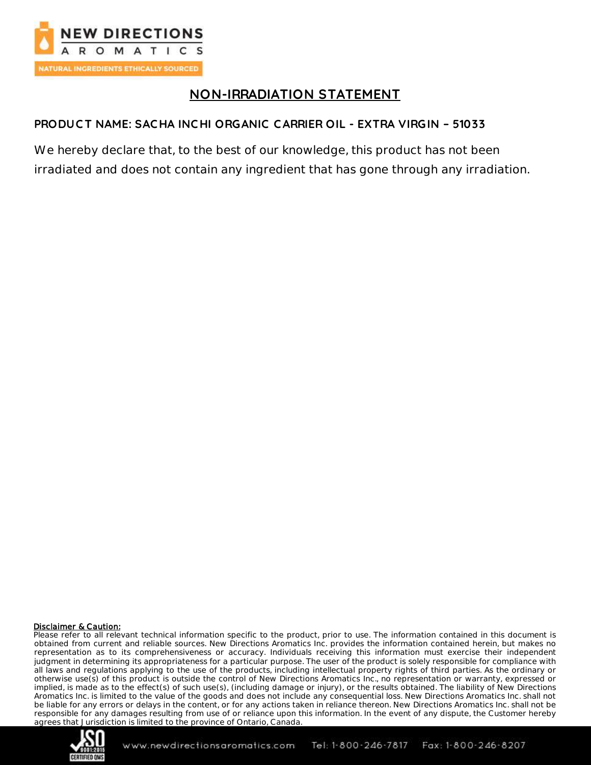# NON-IRRADIATION STATEMENT

## PRODUCT NAME: SACHA INCHI ORGANIC CARRIER OIL - EXTRA VIRGIN – 51033

We hereby declare that, to the best of our knowledge, this product has not been irradiated and does not contain any ingredient that has gone through any irradiation.

**Disclaimer & Caution:**
Please refer to all relevant technical information specific to the product, prior to use. The information contained in this document is obtained from current and reliable sources. New Directions Aromatics Inc. provides the information contained herein, but makes no representation as to its comprehensiveness or accuracy. Individuals receiving this information must exercise their independent judgment in determining its appropriateness for a particular purpose. The user of the product is solely responsible for compliance with all laws and regulations applying to the use of the products, including intellectual property rights of third parties. As the ordinary or otherwise use(s) of this product is outside the control of New Directions Aromatics Inc., no representation or warranty, expressed or implied, is made as to the effect(s) of such use(s), (including damage or injury), or the results obtained. The liability of New Directions Aromatics Inc. is limited to the value of the goods and does not include any consequential loss. New Directions Aromatics Inc. shall not be liable for any errors or delays in the content, or for any actions taken in reliance thereon. New Directions Aromatics Inc. shall not be responsible for any damages resulting from use of or reliance upon this information. In the event of any dispute, the Customer hereby agrees that Jurisdiction is limited to the province of Ontario, Canada.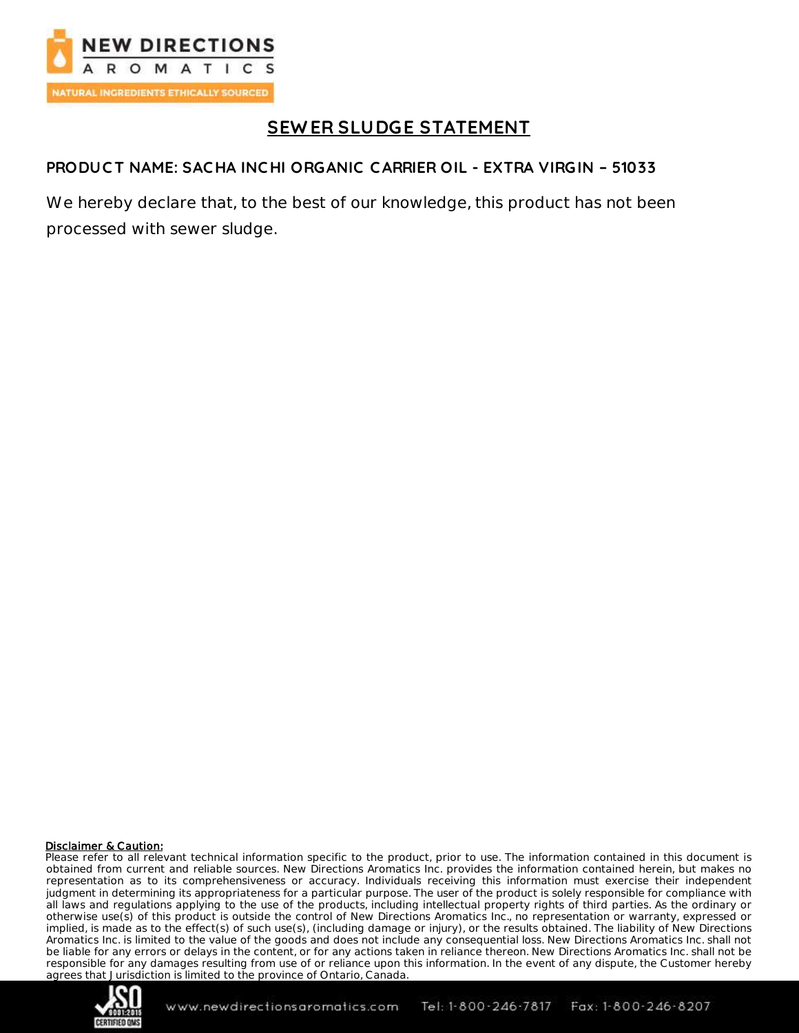# SEWER SLUDGE STATEMENT

**PRODUCT NAME: SACHA INCHI ORGANIC CARRIER OIL - EXTRA VIRGIN – 51033**

We hereby declare that, to the best of our knowledge, this product has not been processed with sewer sludge.

**Disclaimer & Caution:**
Please refer to all relevant technical information specific to the product, prior to use. The information contained in this document is obtained from current and reliable sources. New Directions Aromatics Inc. provides the information contained herein, but makes no representation as to its comprehensiveness or accuracy. Individuals receiving this information must exercise their independent judgment in determining its appropriateness for a particular purpose. The user of the product is solely responsible for compliance with all laws and regulations applying to the use of the products, including intellectual property rights of third parties. As the ordinary or otherwise use(s) of this product is outside the control of New Directions Aromatics Inc., no representation or warranty, expressed or implied, is made as to the effect(s) of such use(s), (including damage or injury), or the results obtained. The liability of New Directions Aromatics Inc. is limited to the value of the goods and does not include any consequential loss. New Directions Aromatics Inc. shall not be liable for any errors or delays in the content, or for any actions taken in reliance thereon. New Directions Aromatics Inc. shall not be responsible for any damages resulting from use of or reliance upon this information. In the event of any dispute, the Customer hereby agrees that Jurisdiction is limited to the province of Ontario, Canada.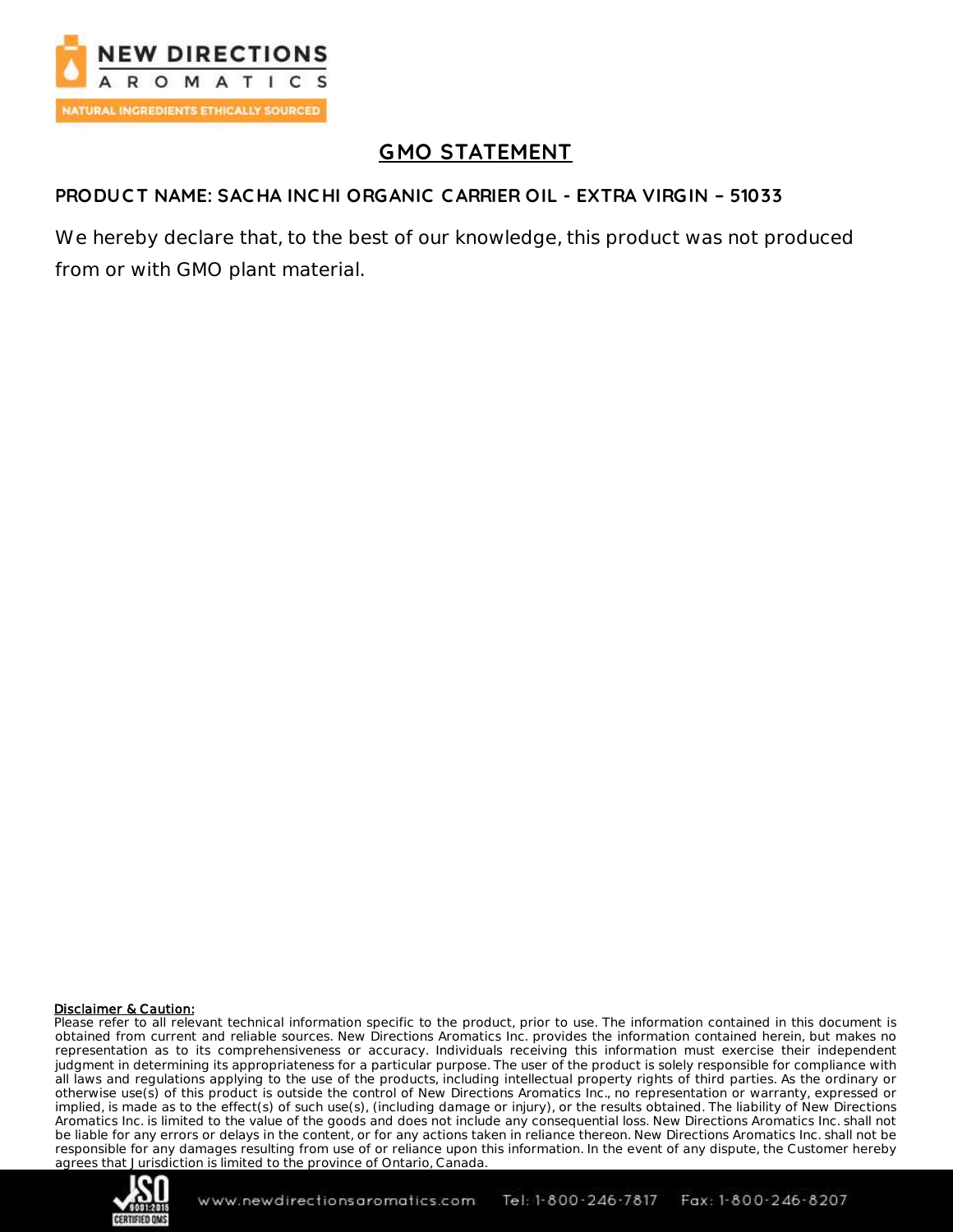# GMO STATEMENT

**PRODUCT NAME: SACHA INCHI ORGANIC CARRIER OIL - EXTRA VIRGIN – 51033**

We hereby declare that, to the best of our knowledge, this product was not produced from or with GMO plant material.

**Disclaimer & Caution:**
Please refer to all relevant technical information specific to the product, prior to use. The information contained in this document is obtained from current and reliable sources. New Directions Aromatics Inc. provides the information contained herein, but makes no representation as to its comprehensiveness or accuracy. Individuals receiving this information must exercise their independent judgment in determining its appropriateness for a particular purpose. The user of the product is solely responsible for compliance with all laws and regulations applying to the use of the products, including intellectual property rights of third parties. As the ordinary or otherwise use(s) of this product is outside the control of New Directions Aromatics Inc., no representation or warranty, expressed or implied, is made as to the effect(s) of such use(s), (including damage or injury), or the results obtained. The liability of New Directions Aromatics Inc. is limited to the value of the goods and does not include any consequential loss. New Directions Aromatics Inc. shall not be liable for any errors or delays in the content, or for any actions taken in reliance thereon. New Directions Aromatics Inc. shall not be responsible for any damages resulting from use of or reliance upon this information. In the event of any dispute, the Customer hereby agrees that Jurisdiction is limited to the province of Ontario, Canada.

www.newdirectionsaromatics.com Tel: 1-800-246-7817 Fax: 1-800-246-8207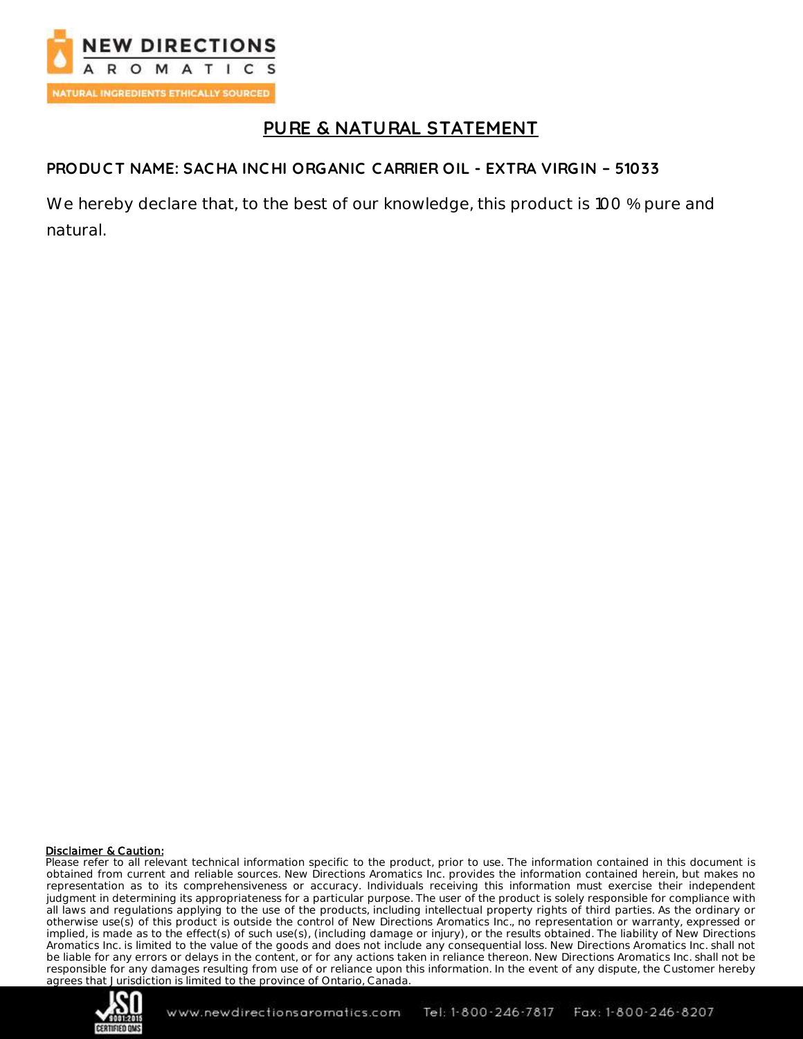# PURE & NATURAL STATEMENT

## PRODUCT NAME: SACHA INCHI ORGANIC CARRIER OIL - EXTRA VIRGIN – 51033

We hereby declare that, to the best of our knowledge, this product is 100 % pure and natural.

**Disclaimer & Caution:**
Please refer to all relevant technical information specific to the product, prior to use. The information contained in this document is obtained from current and reliable sources. New Directions Aromatics Inc. provides the information contained herein, but makes no representation as to its comprehensiveness or accuracy. Individuals receiving this information must exercise their independent judgment in determining its appropriateness for a particular purpose. The user of the product is solely responsible for compliance with all laws and regulations applying to the use of the products, including intellectual property rights of third parties. As the ordinary or otherwise use(s) of this product is outside the control of New Directions Aromatics Inc., no representation or warranty, expressed or implied, is made as to the effect(s) of such use(s), (including damage or injury), or the results obtained. The liability of New Directions Aromatics Inc. is limited to the value of the goods and does not include any consequential loss. New Directions Aromatics Inc. shall not be liable for any errors or delays in the content, or for any actions taken in reliance thereon. New Directions Aromatics Inc. shall not be responsible for any damages resulting from use of or reliance upon this information. In the event of any dispute, the Customer hereby agrees that Jurisdiction is limited to the province of Ontario, Canada.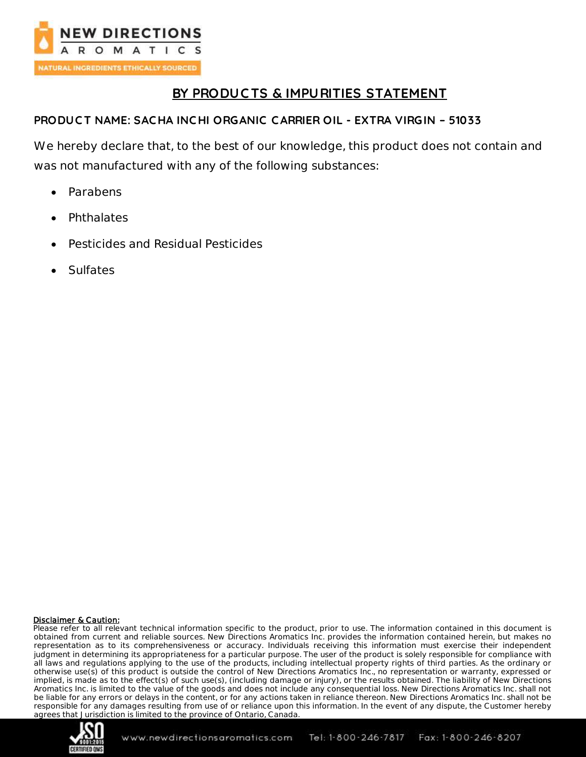# BY PRODUCTS & IMPURITIES STATEMENT

**PRODUCT NAME: SACHA INCHI ORGANIC CARRIER OIL - EXTRA VIRGIN – 51033**

We hereby declare that, to the best of our knowledge, this product does not contain and was not manufactured with any of the following substances:

- Parabens
- Phthalates
- Pesticides and Residual Pesticides
- Sulfates

**Disclaimer & Caution:**
Please refer to all relevant technical information specific to the product, prior to use. The information contained in this document is obtained from current and reliable sources. New Directions Aromatics Inc. provides the information contained herein, but makes no representation as to its comprehensiveness or accuracy. Individuals receiving this information must exercise their independent judgment in determining its appropriateness for a particular purpose. The user of the product is solely responsible for compliance with all laws and regulations applying to the use of the products, including intellectual property rights of third parties. As the ordinary or otherwise use(s) of this product is outside the control of New Directions Aromatics Inc., no representation or warranty, expressed or implied, is made as to the effect(s) of such use(s), (including damage or injury), or the results obtained. The liability of New Directions Aromatics Inc. is limited to the value of the goods and does not include any consequential loss. New Directions Aromatics Inc. shall not be liable for any errors or delays in the content, or for any actions taken in reliance thereon. New Directions Aromatics Inc. shall not be responsible for any damages resulting from use of or reliance upon this information. In the event of any dispute, the Customer hereby agrees that Jurisdiction is limited to the province of Ontario, Canada.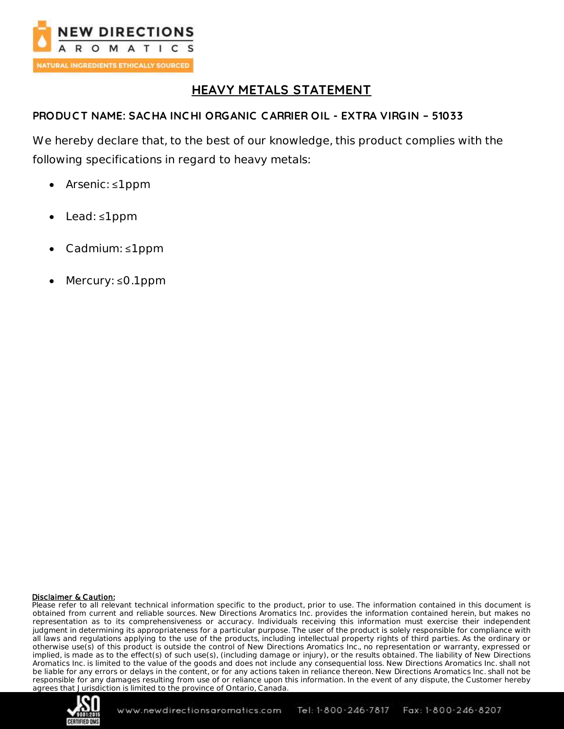# HEAVY METALS STATEMENT

**PRODUCT NAME: SACHA INCHI ORGANIC CARRIER OIL - EXTRA VIRGIN – 51033**

We hereby declare that, to the best of our knowledge, this product complies with the following specifications in regard to heavy metals:

- Arsenic: ≤1ppm
- Lead: ≤1ppm
- Cadmium: ≤1ppm
- Mercury: ≤0.1ppm

**Disclaimer & Caution:**

Please refer to all relevant technical information specific to the product, prior to use. The information contained in this document is obtained from current and reliable sources. New Directions Aromatics Inc. provides the information contained herein, but makes no representation as to its comprehensiveness or accuracy. Individuals receiving this information must exercise their independent judgment in determining its appropriateness for a particular purpose. The user of the product is solely responsible for compliance with all laws and regulations applying to the use of the products, including intellectual property rights of third parties. As the ordinary or otherwise use(s) of this product is outside the control of New Directions Aromatics Inc., no representation or warranty, expressed or implied, is made as to the effect(s) of such use(s), (including damage or injury), or the results obtained. The liability of New Directions Aromatics Inc. is limited to the value of the goods and does not include any consequential loss. New Directions Aromatics Inc. shall not be liable for any errors or delays in the content, or for any actions taken in reliance thereon. New Directions Aromatics Inc. shall not be responsible for any damages resulting from use of or reliance upon this information. In the event of any dispute, the Customer hereby agrees that Jurisdiction is limited to the province of Ontario, Canada.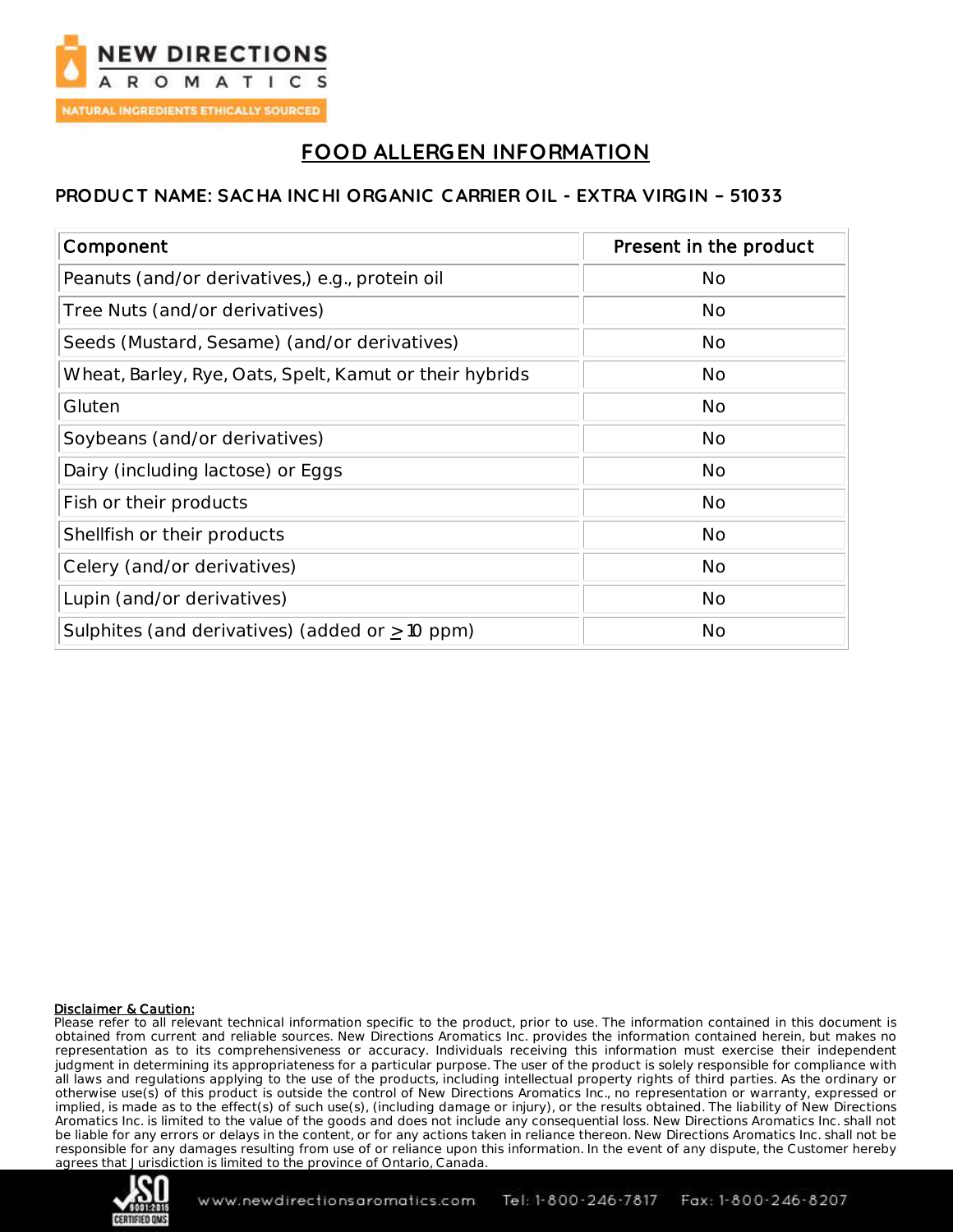# FOOD ALLERGEN INFORMATION

## PRODUCT NAME: SACHA INCHI ORGANIC CARRIER OIL - EXTRA VIRGIN – 51033

| Component | Present in the product |
|---|---|
| Peanuts (and/or derivatives,) e.g., protein oil | No |
| Tree Nuts (and/or derivatives) | No |
| Seeds (Mustard, Sesame) (and/or derivatives) | No |
| Wheat, Barley, Rye, Oats, Spelt, Kamut or their hybrids | No |
| Gluten | No |
| Soybeans (and/or derivatives) | No |
| Dairy (including lactose) or Eggs | No |
| Fish or their products | No |
| Shellfish or their products | No |
| Celery (and/or derivatives) | No |
| Lupin (and/or derivatives) | No |
| Sulphites (and derivatives) (added or $\geq$ 10 ppm) | No |

**Disclaimer & Caution:**
Please refer to all relevant technical information specific to the product, prior to use. The information contained in this document is obtained from current and reliable sources. New Directions Aromatics Inc. provides the information contained herein, but makes no representation as to its comprehensiveness or accuracy. Individuals receiving this information must exercise their independent judgment in determining its appropriateness for a particular purpose. The user of the product is solely responsible for compliance with all laws and regulations applying to the use of the products, including intellectual property rights of third parties. As the ordinary or otherwise use(s) of this product is outside the control of New Directions Aromatics Inc., no representation or warranty, expressed or implied, is made as to the effect(s) of such use(s), (including damage or injury), or the results obtained. The liability of New Directions Aromatics Inc. is limited to the value of the goods and does not include any consequential loss. New Directions Aromatics Inc. shall not be liable for any errors or delays in the content, or for any actions taken in reliance thereon. New Directions Aromatics Inc. shall not be responsible for any damages resulting from use of or reliance upon this information. In the event of any dispute, the Customer hereby agrees that Jurisdiction is limited to the province of Ontario, Canada.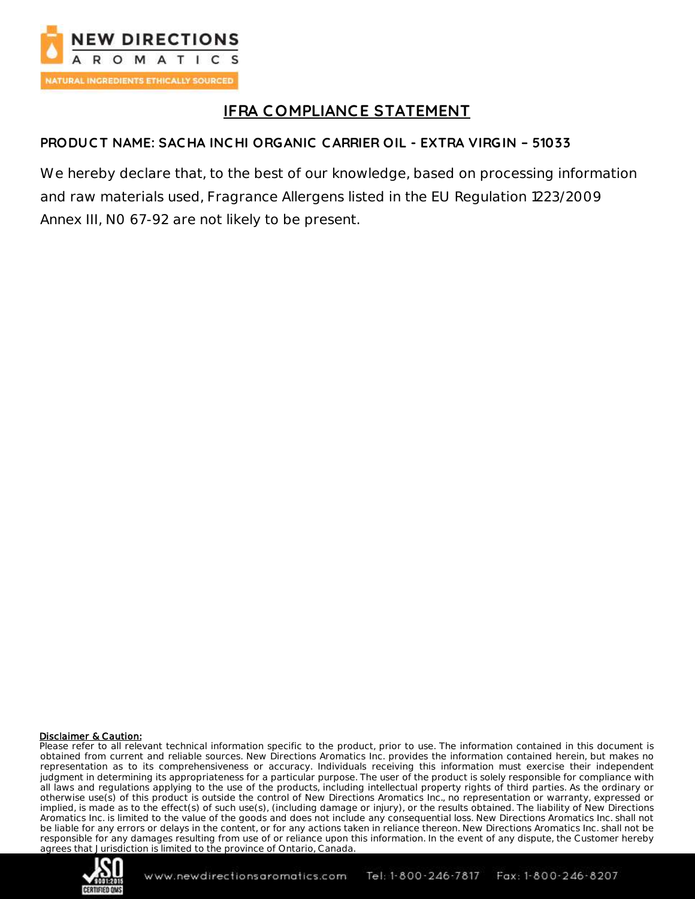## IFRA COMPLIANCE STATEMENT

**PRODUCT NAME: SACHA INCHI ORGANIC CARRIER OIL - EXTRA VIRGIN – 51033**

We hereby declare that, to the best of our knowledge, based on processing information and raw materials used, Fragrance Allergens listed in the EU Regulation 1223/2009 Annex III, N0 67-92 are not likely to be present.

**Disclaimer & Caution:**

Please refer to all relevant technical information specific to the product, prior to use. The information contained in this document is obtained from current and reliable sources. New Directions Aromatics Inc. provides the information contained herein, but makes no representation as to its comprehensiveness or accuracy. Individuals receiving this information must exercise their independent judgment in determining its appropriateness for a particular purpose. The user of the product is solely responsible for compliance with all laws and regulations applying to the use of the products, including intellectual property rights of third parties. As the ordinary or otherwise use(s) of this product is outside the control of New Directions Aromatics Inc., no representation or warranty, expressed or implied, is made as to the effect(s) of such use(s), (including damage or injury), or the results obtained. The liability of New Directions Aromatics Inc. is limited to the value of the goods and does not include any consequential loss. New Directions Aromatics Inc. shall not be liable for any errors or delays in the content, or for any actions taken in reliance thereon. New Directions Aromatics Inc. shall not be responsible for any damages resulting from use of or reliance upon this information. In the event of any dispute, the Customer hereby agrees that Jurisdiction is limited to the province of Ontario, Canada.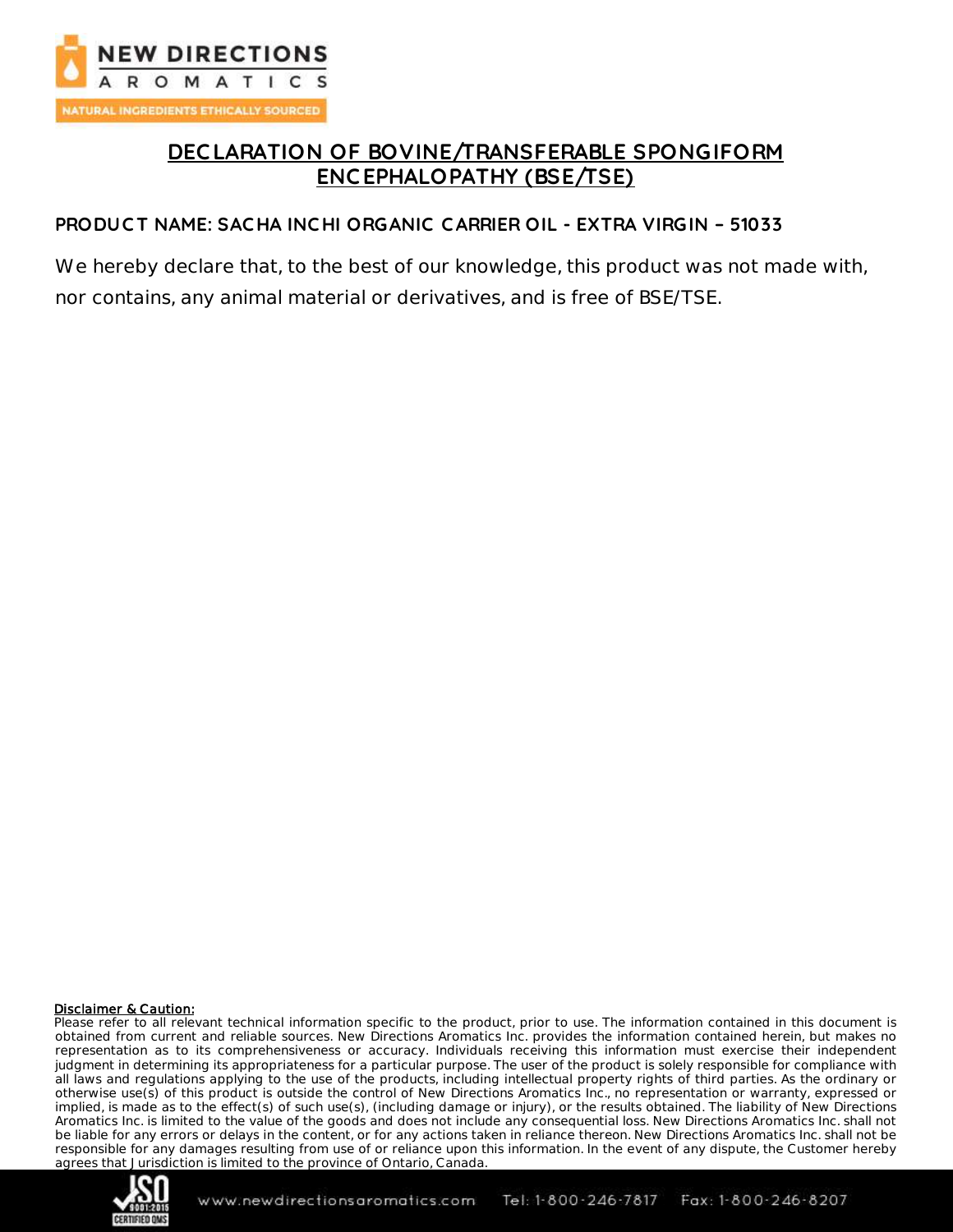# DECLARATION OF BOVINE/TRANSFERABLE SPONGIFORM ENCEPHALOPATHY (BSE/TSE)

**PRODUCT NAME: SACHA INCHI ORGANIC CARRIER OIL - EXTRA VIRGIN – 51033**

We hereby declare that, to the best of our knowledge, this product was not made with, nor contains, any animal material or derivatives, and is free of BSE/TSE.

**Disclaimer & Caution:**
Please refer to all relevant technical information specific to the product, prior to use. The information contained in this document is obtained from current and reliable sources. New Directions Aromatics Inc. provides the information contained herein, but makes no representation as to its comprehensiveness or accuracy. Individuals receiving this information must exercise their independent judgment in determining its appropriateness for a particular purpose. The user of the product is solely responsible for compliance with all laws and regulations applying to the use of the products, including intellectual property rights of third parties. As the ordinary or otherwise use(s) of this product is outside the control of New Directions Aromatics Inc., no representation or warranty, expressed or implied, is made as to the effect(s) of such use(s), (including damage or injury), or the results obtained. The liability of New Directions Aromatics Inc. is limited to the value of the goods and does not include any consequential loss. New Directions Aromatics Inc. shall not be liable for any errors or delays in the content, or for any actions taken in reliance thereon. New Directions Aromatics Inc. shall not be responsible for any damages resulting from use of or reliance upon this information. In the event of any dispute, the Customer hereby agrees that Jurisdiction is limited to the province of Ontario, Canada.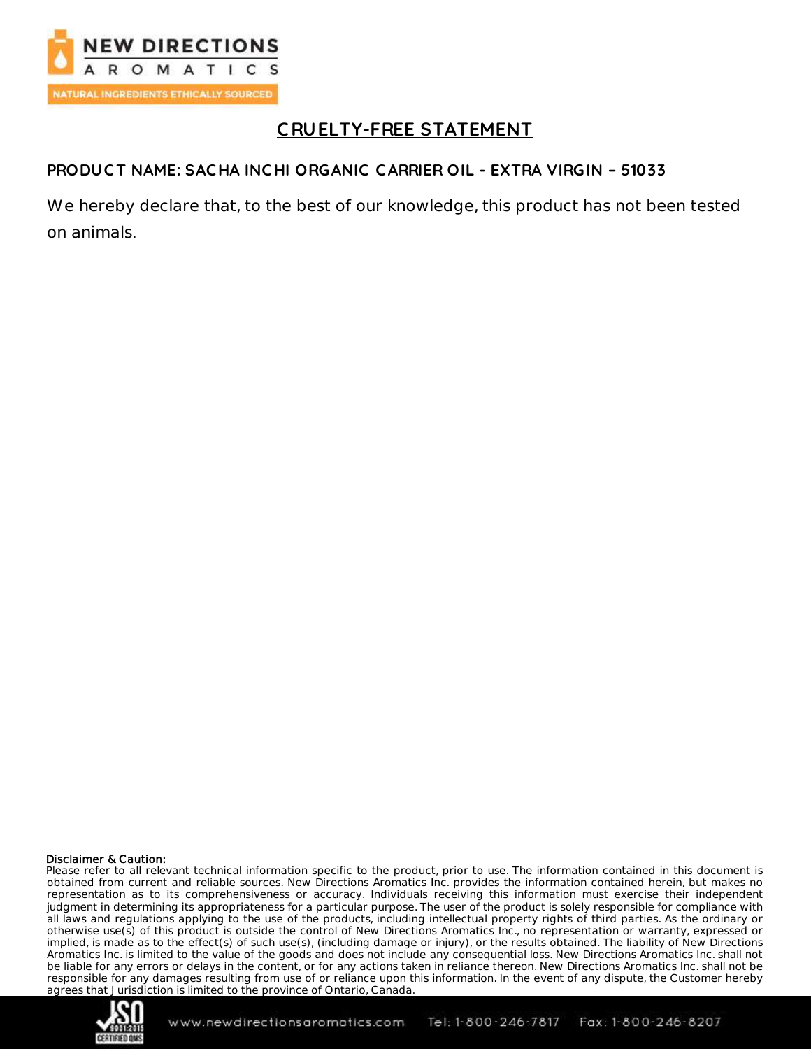# CRUELTY-FREE STATEMENT

**PRODUCT NAME: SACHA INCHI ORGANIC CARRIER OIL - EXTRA VIRGIN – 51033**

We hereby declare that, to the best of our knowledge, this product has not been tested on animals.

**Disclaimer & Caution:**

Please refer to all relevant technical information specific to the product, prior to use. The information contained in this document is obtained from current and reliable sources. New Directions Aromatics Inc. provides the information contained herein, but makes no representation as to its comprehensiveness or accuracy. Individuals receiving this information must exercise their independent judgment in determining its appropriateness for a particular purpose. The user of the product is solely responsible for compliance with all laws and regulations applying to the use of the products, including intellectual property rights of third parties. As the ordinary or otherwise use(s) of this product is outside the control of New Directions Aromatics Inc., no representation or warranty, expressed or implied, is made as to the effect(s) of such use(s), (including damage or injury), or the results obtained. The liability of New Directions Aromatics Inc. is limited to the value of the goods and does not include any consequential loss. New Directions Aromatics Inc. shall not be liable for any errors or delays in the content, or for any actions taken in reliance thereon. New Directions Aromatics Inc. shall not be responsible for any damages resulting from use of or reliance upon this information. In the event of any dispute, the Customer hereby agrees that Jurisdiction is limited to the province of Ontario, Canada.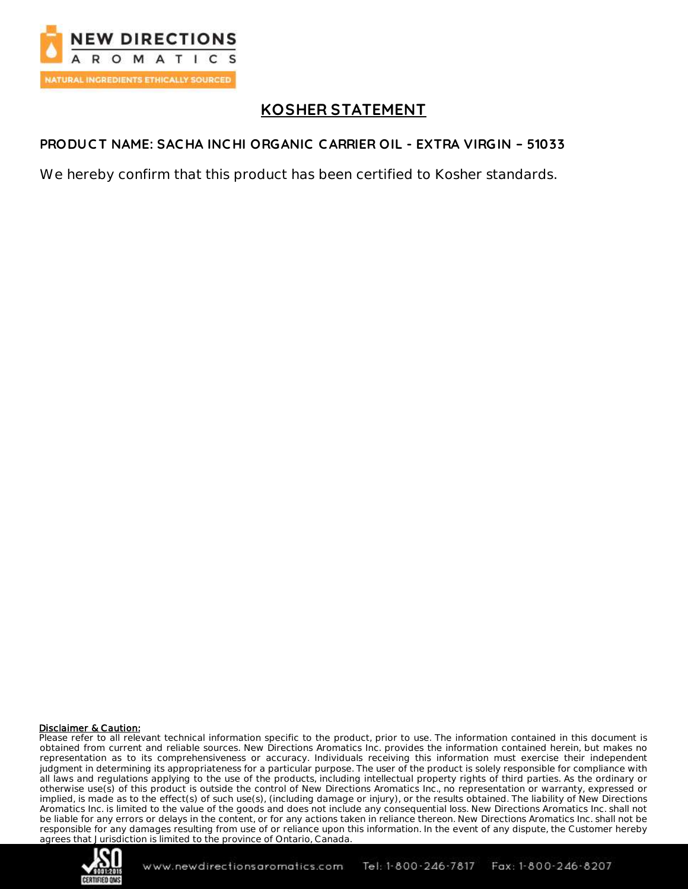# KOSHER STATEMENT

**PRODUCT NAME: SACHA INCHI ORGANIC CARRIER OIL - EXTRA VIRGIN – 51033**

We hereby confirm that this product has been certified to Kosher standards.

**Disclaimer & Caution:**

Please refer to all relevant technical information specific to the product, prior to use. The information contained in this document is obtained from current and reliable sources. New Directions Aromatics Inc. provides the information contained herein, but makes no representation as to its comprehensiveness or accuracy. Individuals receiving this information must exercise their independent judgment in determining its appropriateness for a particular purpose. The user of the product is solely responsible for compliance with all laws and regulations applying to the use of the products, including intellectual property rights of third parties. As the ordinary or otherwise use(s) of this product is outside the control of New Directions Aromatics Inc., no representation or warranty, expressed or implied, is made as to the effect(s) of such use(s), (including damage or injury), or the results obtained. The liability of New Directions Aromatics Inc. is limited to the value of the goods and does not include any consequential loss. New Directions Aromatics Inc. shall not be liable for any errors or delays in the content, or for any actions taken in reliance thereon. New Directions Aromatics Inc. shall not be responsible for any damages resulting from use of or reliance upon this information. In the event of any dispute, the Customer hereby agrees that Jurisdiction is limited to the province of Ontario, Canada.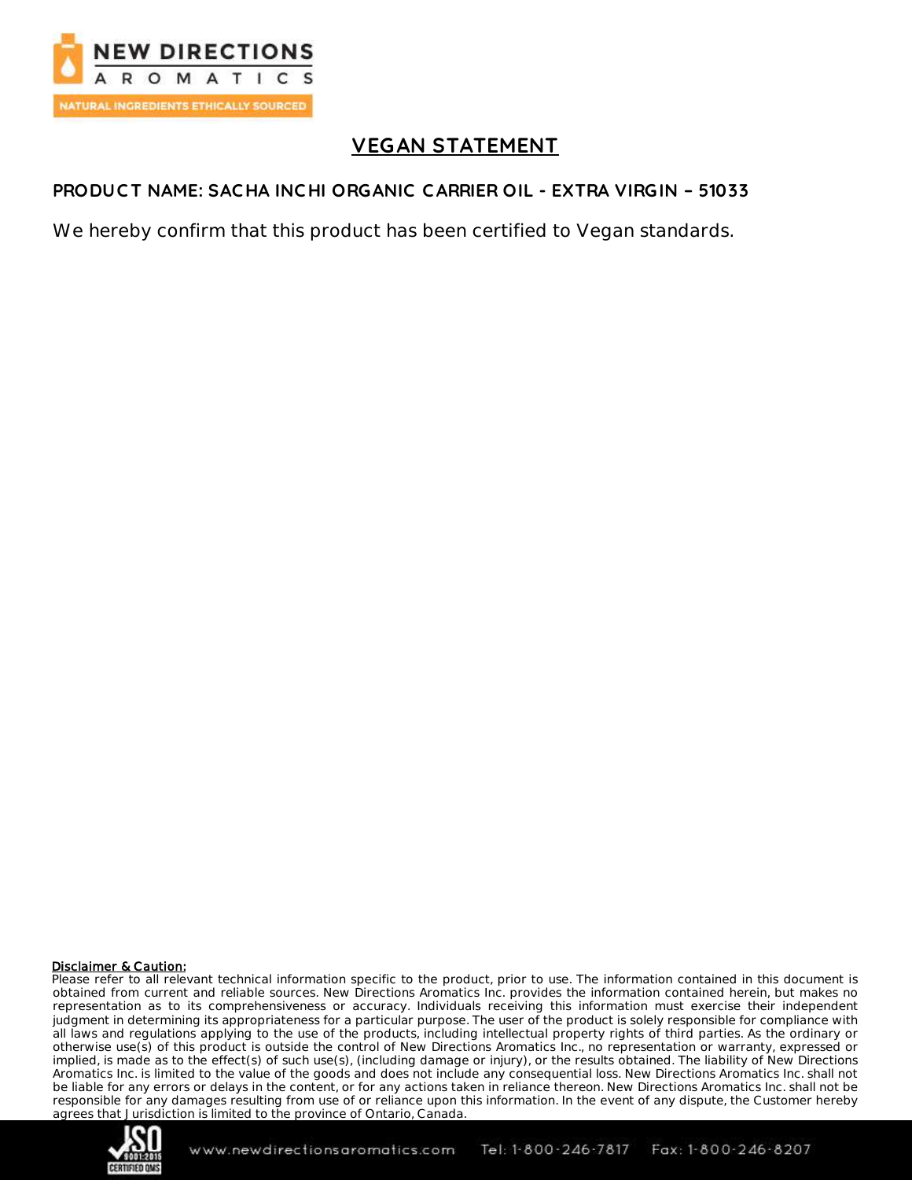# VEGAN STATEMENT

**PRODUCT NAME: SACHA INCHI ORGANIC CARRIER OIL - EXTRA VIRGIN – 51033**

We hereby confirm that this product has been certified to Vegan standards.

**Disclaimer & Caution:**

Please refer to all relevant technical information specific to the product, prior to use. The information contained in this document is obtained from current and reliable sources. New Directions Aromatics Inc. provides the information contained herein, but makes no representation as to its comprehensiveness or accuracy. Individuals receiving this information must exercise their independent judgment in determining its appropriateness for a particular purpose. The user of the product is solely responsible for compliance with all laws and regulations applying to the use of the products, including intellectual property rights of third parties. As the ordinary or otherwise use(s) of this product is outside the control of New Directions Aromatics Inc., no representation or warranty, expressed or implied, is made as to the effect(s) of such use(s), (including damage or injury), or the results obtained. The liability of New Directions Aromatics Inc. is limited to the value of the goods and does not include any consequential loss. New Directions Aromatics Inc. shall not be liable for any errors or delays in the content, or for any actions taken in reliance thereon. New Directions Aromatics Inc. shall not be responsible for any damages resulting from use of or reliance upon this information. In the event of any dispute, the Customer hereby agrees that Jurisdiction is limited to the province of Ontario, Canada.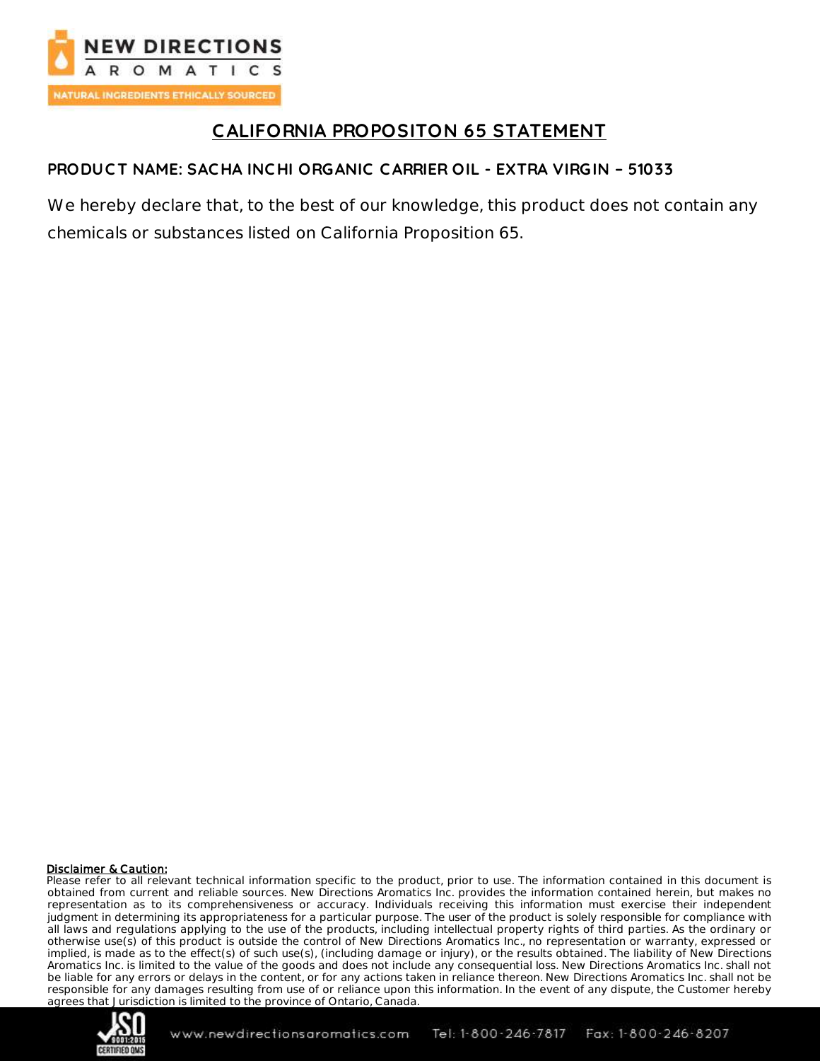## CALIFORNIA PROPOSITON 65 STATEMENT

**PRODUCT NAME: SACHA INCHI ORGANIC CARRIER OIL - EXTRA VIRGIN – 51033**

We hereby declare that, to the best of our knowledge, this product does not contain any chemicals or substances listed on California Proposition 65.

**Disclaimer & Caution:**
Please refer to all relevant technical information specific to the product, prior to use. The information contained in this document is obtained from current and reliable sources. New Directions Aromatics Inc. provides the information contained herein, but makes no representation as to its comprehensiveness or accuracy. Individuals receiving this information must exercise their independent judgment in determining its appropriateness for a particular purpose. The user of the product is solely responsible for compliance with all laws and regulations applying to the use of the products, including intellectual property rights of third parties. As the ordinary or otherwise use(s) of this product is outside the control of New Directions Aromatics Inc., no representation or warranty, expressed or implied, is made as to the effect(s) of such use(s), (including damage or injury), or the results obtained. The liability of New Directions Aromatics Inc. is limited to the value of the goods and does not include any consequential loss. New Directions Aromatics Inc. shall not be liable for any errors or delays in the content, or for any actions taken in reliance thereon. New Directions Aromatics Inc. shall not be responsible for any damages resulting from use of or reliance upon this information. In the event of any dispute, the Customer hereby agrees that Jurisdiction is limited to the province of Ontario, Canada.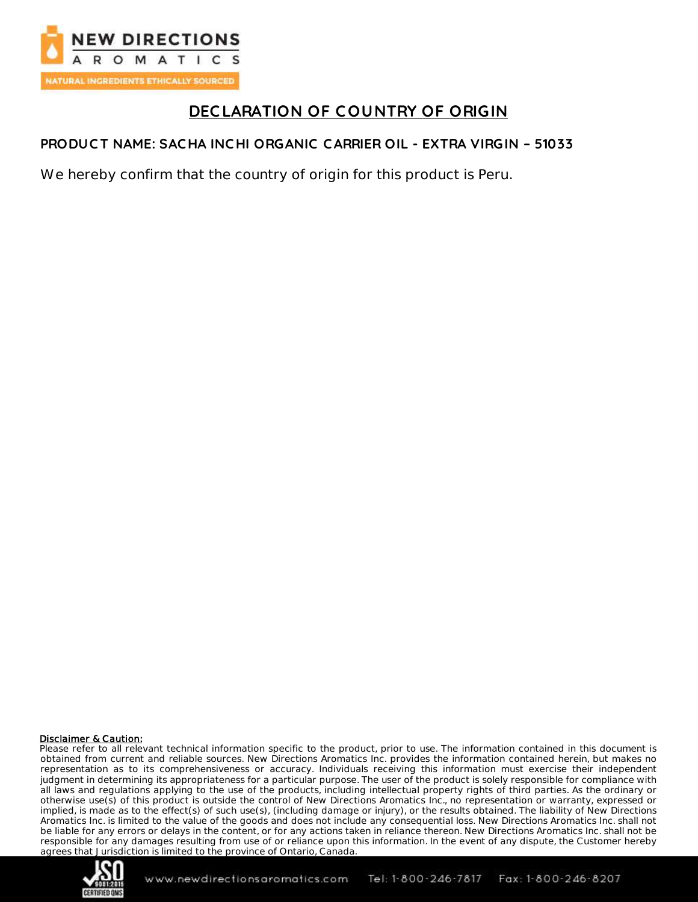NEW DIRECTIONS AROMATICS

NATURAL INGREDIENTS ETHICALLY SOURCED

# DECLARATION OF COUNTRY OF ORIGIN

**PRODUCT NAME: SACHA INCHI ORGANIC CARRIER OIL - EXTRA VIRGIN – 51033**

We hereby confirm that the country of origin for this product is Peru.

**Disclaimer & Caution:**
Please refer to all relevant technical information specific to the product, prior to use. The information contained in this document is obtained from current and reliable sources. New Directions Aromatics Inc. provides the information contained herein, but makes no representation as to its comprehensiveness or accuracy. Individuals receiving this information must exercise their independent judgment in determining its appropriateness for a particular purpose. The user of the product is solely responsible for compliance with all laws and regulations applying to the use of the products, including intellectual property rights of third parties. As the ordinary or otherwise use(s) of this product is outside the control of New Directions Aromatics Inc., no representation or warranty, expressed or implied, is made as to the effect(s) of such use(s), (including damage or injury), or the results obtained. The liability of New Directions Aromatics Inc. is limited to the value of the goods and does not include any consequential loss. New Directions Aromatics Inc. shall not be liable for any errors or delays in the content, or for any actions taken in reliance thereon. New Directions Aromatics Inc. shall not be responsible for any damages resulting from use of or reliance upon this information. In the event of any dispute, the Customer hereby agrees that Jurisdiction is limited to the province of Ontario, Canada.

ISO 9001:2015 CERTIFIED QMS

www.newdirectionsaromatics.com Tel: 1-800-246-7817 Fax: 1-800-246-8207